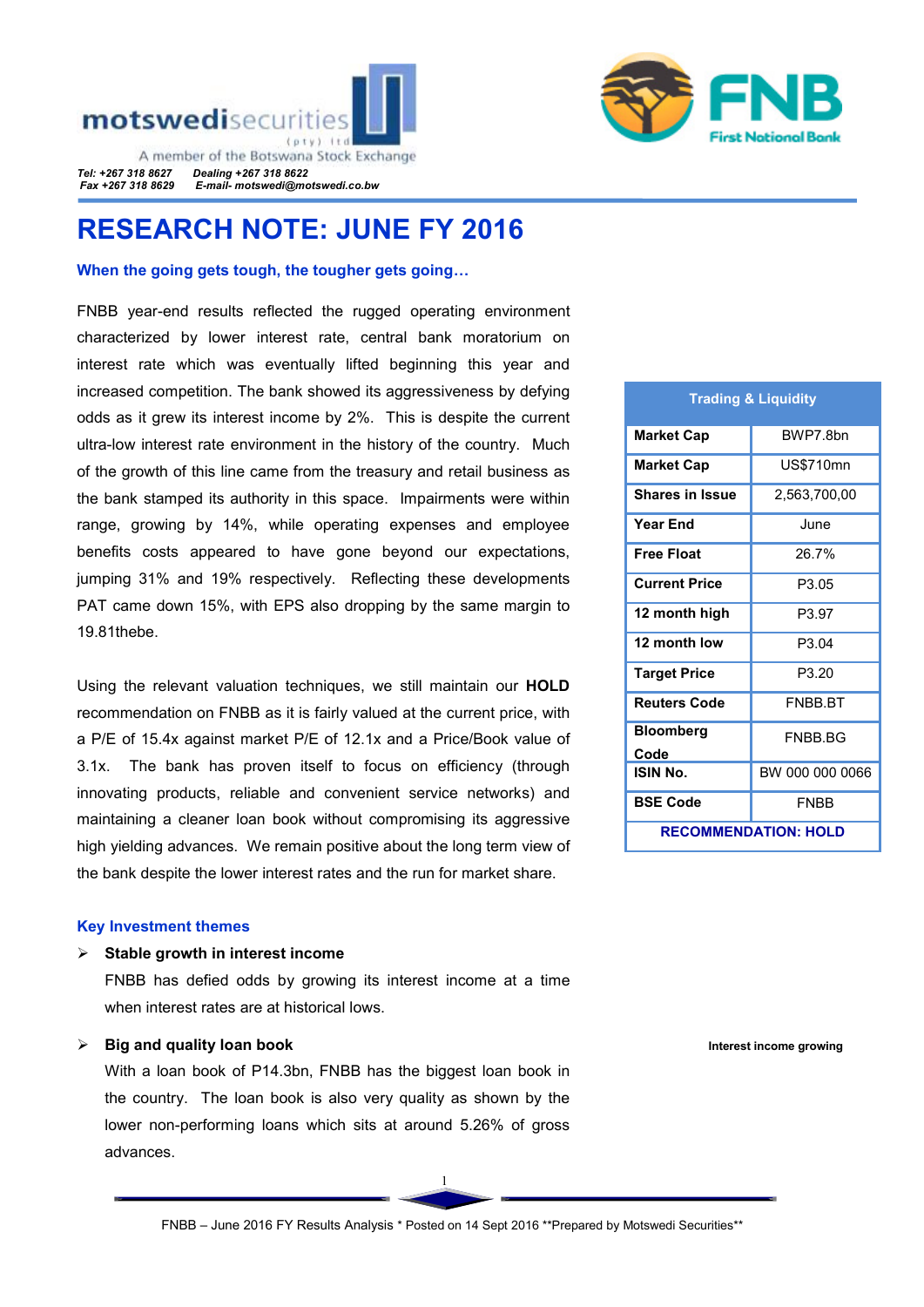motswedisecurities (pty) ltd

A member of the Botswana Stock Exchange

Tel: +267 318 8627    Dealing +267 318 8622
Fax +267 318 8629    E-mail- motswedi@motswedi.co.bw

FNB First National Bank

# RESEARCH NOTE: JUNE FY 2016

### When the going gets tough, the tougher gets going…

FNBB year-end results reflected the rugged operating environment characterized by lower interest rate, central bank moratorium on interest rate which was eventually lifted beginning this year and increased competition. The bank showed its aggressiveness by defying odds as it grew its interest income by 2%. This is despite the current ultra-low interest rate environment in the history of the country. Much of the growth of this line came from the treasury and retail business as the bank stamped its authority in this space. Impairments were within range, growing by 14%, while operating expenses and employee benefits costs appeared to have gone beyond our expectations, jumping 31% and 19% respectively. Reflecting these developments PAT came down 15%, with EPS also dropping by the same margin to 19.81thebe.

Using the relevant valuation techniques, we still maintain our **HOLD** recommendation on FNBB as it is fairly valued at the current price, with a P/E of 15.4x against market P/E of 12.1x and a Price/Book value of 3.1x. The bank has proven itself to focus on efficiency (through innovating products, reliable and convenient service networks) and maintaining a cleaner loan book without compromising its aggressive high yielding advances. We remain positive about the long term view of the bank despite the lower interest rates and the run for market share.

| Trading & Liquidity | |
|---|---|
| **Market Cap** | BWP7.8bn |
| **Market Cap** | US$710mn |
| **Shares in Issue** | 2,563,700,00 |
| **Year End** | June |
| **Free Float** | 26.7% |
| **Current Price** | P3.05 |
| **12 month high** | P3.97 |
| **12 month low** | P3.04 |
| **Target Price** | P3.20 |
| **Reuters Code** | FNBB.BT |
| **Bloomberg Code** | FNBB.BG |
| **ISIN No.** | BW 000 000 0066 |
| **BSE Code** | FNBB |
| **RECOMMENDATION: HOLD** | |

### Key Investment themes

- **Stable growth in interest income**

  FNBB has defied odds by growing its interest income at a time when interest rates are at historical lows.

- **Big and quality loan book**

  With a loan book of P14.3bn, FNBB has the biggest loan book in the country. The loan book is also very quality as shown by the lower non-performing loans which sits at around 5.26% of gross advances.

**Interest income growing**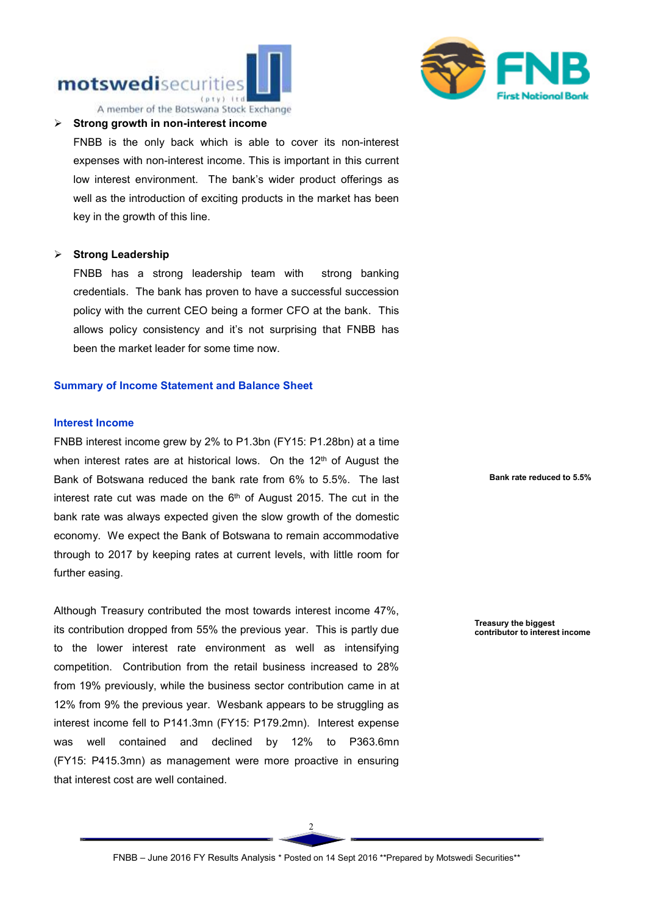- **Strong growth in non-interest income**

  FNBB is the only back which is able to cover its non-interest expenses with non-interest income. This is important in this current low interest environment. The bank's wider product offerings as well as the introduction of exciting products in the market has been key in the growth of this line.

- **Strong Leadership**

  FNBB has a strong leadership team with strong banking credentials. The bank has proven to have a successful succession policy with the current CEO being a former CFO at the bank. This allows policy consistency and it's not surprising that FNBB has been the market leader for some time now.

## Summary of Income Statement and Balance Sheet

### Interest Income

FNBB interest income grew by 2% to P1.3bn (FY15: P1.28bn) at a time when interest rates are at historical lows. On the 12th of August the Bank of Botswana reduced the bank rate from 6% to 5.5%. The last interest rate cut was made on the 6th of August 2015. The cut in the bank rate was always expected given the slow growth of the domestic economy. We expect the Bank of Botswana to remain accommodative through to 2017 by keeping rates at current levels, with little room for further easing.

**Bank rate reduced to 5.5%**

Although Treasury contributed the most towards interest income 47%, its contribution dropped from 55% the previous year. This is partly due to the lower interest rate environment as well as intensifying competition. Contribution from the retail business increased to 28% from 19% previously, while the business sector contribution came in at 12% from 9% the previous year. Wesbank appears to be struggling as interest income fell to P141.3mn (FY15: P179.2mn). Interest expense was well contained and declined by 12% to P363.6mn (FY15: P415.3mn) as management were more proactive in ensuring that interest cost are well contained.

**Treasury the biggest contributor to interest income**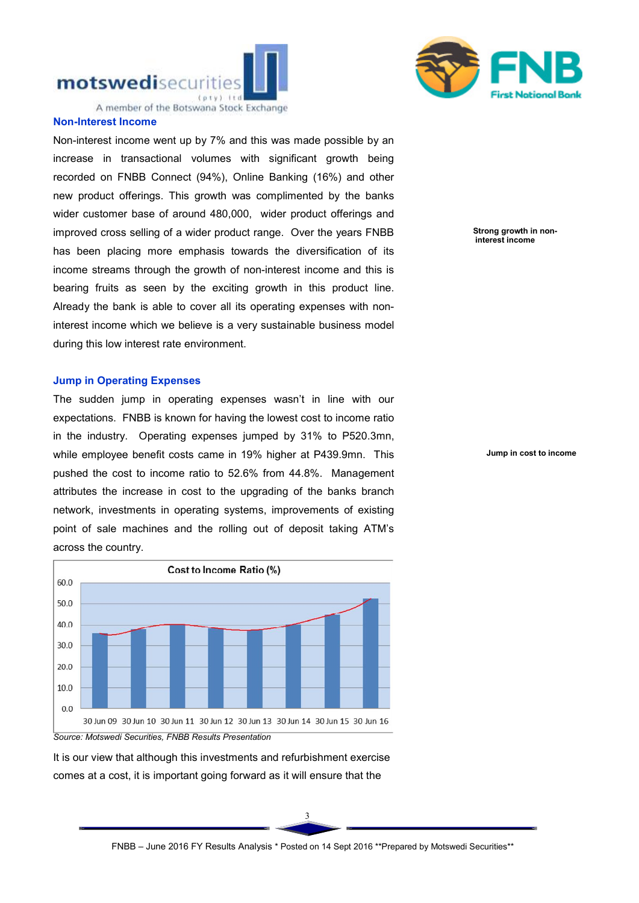## Non-Interest Income

Non-interest income went up by 7% and this was made possible by an increase in transactional volumes with significant growth being recorded on FNBB Connect (94%), Online Banking (16%) and other new product offerings. This growth was complimented by the banks wider customer base of around 480,000, wider product offerings and improved cross selling of a wider product range. Over the years FNBB has been placing more emphasis towards the diversification of its income streams through the growth of non-interest income and this is bearing fruits as seen by the exciting growth in this product line. Already the bank is able to cover all its operating expenses with non-interest income which we believe is a very sustainable business model during this low interest rate environment.

**Strong growth in non-interest income**

## Jump in Operating Expenses

The sudden jump in operating expenses wasn't in line with our expectations. FNBB is known for having the lowest cost to income ratio in the industry. Operating expenses jumped by 31% to P520.3mn, while employee benefit costs came in 19% higher at P439.9mn. This pushed the cost to income ratio to 52.6% from 44.8%. Management attributes the increase in cost to the upgrading of the banks branch network, investments in operating systems, improvements of existing point of sale machines and the rolling out of deposit taking ATM's across the country.

**Jump in cost to income**

**Cost to Income Ratio (%)**

| Period | Cost to Income Ratio (%) (approx.) |
|---|---|
| 30 Jun 09 | 36 |
| 30 Jun 10 | 38 |
| 30 Jun 11 | 40 |
| 30 Jun 12 | 38 |
| 30 Jun 13 | 37.5 |
| 30 Jun 14 | 40 |
| 30 Jun 15 | 44.8 |
| 30 Jun 16 | 52.6 |

*Source: Motswedi Securities, FNBB Results Presentation*

It is our view that although this investments and refurbishment exercise comes at a cost, it is important going forward as it will ensure that the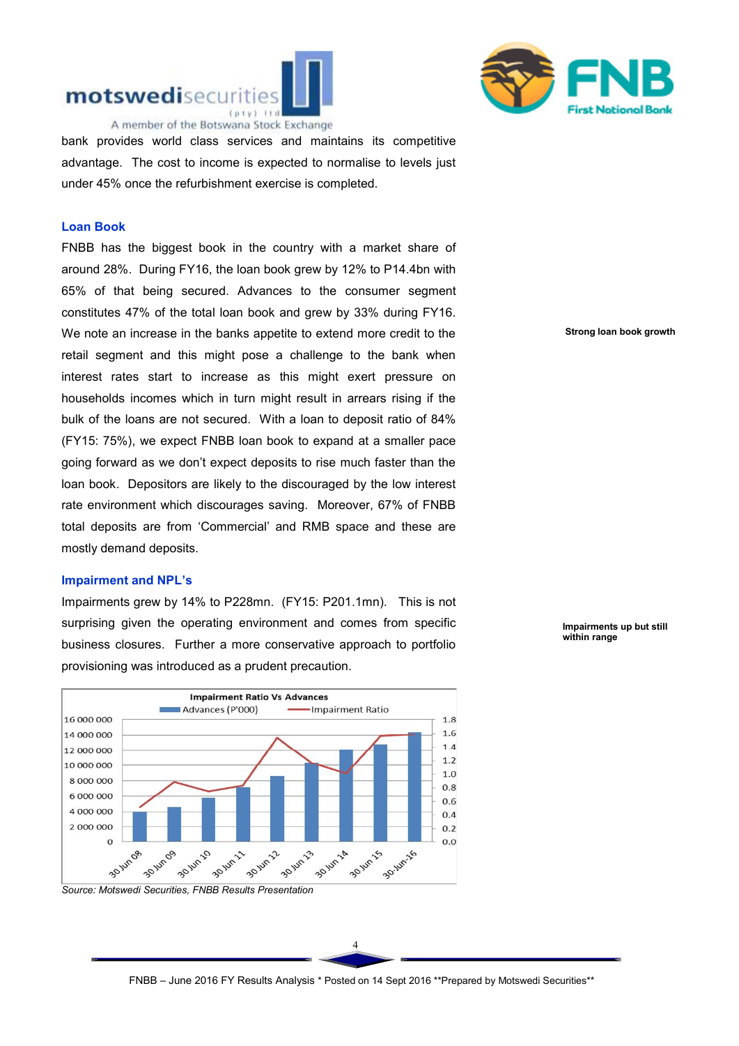bank provides world class services and maintains its competitive advantage. The cost to income is expected to normalise to levels just under 45% once the refurbishment exercise is completed.

### Loan Book

**Strong loan book growth**

FNBB has the biggest book in the country with a market share of around 28%. During FY16, the loan book grew by 12% to P14.4bn with 65% of that being secured. Advances to the consumer segment constitutes 47% of the total loan book and grew by 33% during FY16. We note an increase in the banks appetite to extend more credit to the retail segment and this might pose a challenge to the bank when interest rates start to increase as this might exert pressure on households incomes which in turn might result in arrears rising if the bulk of the loans are not secured. With a loan to deposit ratio of 84% (FY15: 75%), we expect FNBB loan book to expand at a smaller pace going forward as we don't expect deposits to rise much faster than the loan book. Depositors are likely to the discouraged by the low interest rate environment which discourages saving. Moreover, 67% of FNBB total deposits are from 'Commercial' and RMB space and these are mostly demand deposits.

### Impairment and NPL's

**Impairments up but still within range**

Impairments grew by 14% to P228mn. (FY15: P201.1mn). This is not surprising given the operating environment and comes from specific business closures. Further a more conservative approach to portfolio provisioning was introduced as a prudent precaution.

Impairment Ratio Vs Advances

Source: Motswedi Securities, FNBB Results Presentation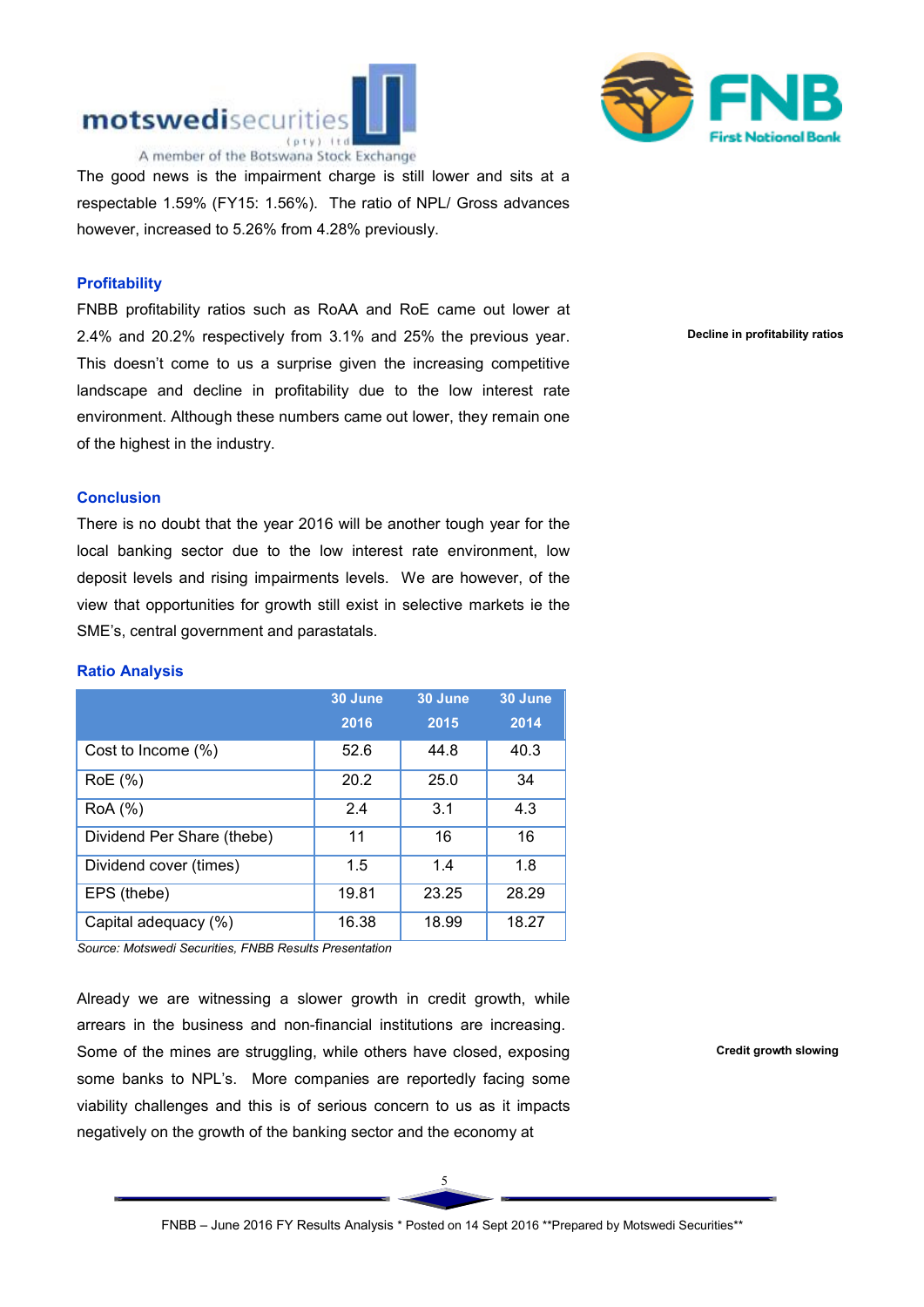The good news is the impairment charge is still lower and sits at a respectable 1.59% (FY15: 1.56%). The ratio of NPL/ Gross advances however, increased to 5.26% from 4.28% previously.

### Profitability

**Decline in profitability ratios**

FNBB profitability ratios such as RoAA and RoE came out lower at 2.4% and 20.2% respectively from 3.1% and 25% the previous year. This doesn't come to us a surprise given the increasing competitive landscape and decline in profitability due to the low interest rate environment. Although these numbers came out lower, they remain one of the highest in the industry.

### Conclusion

There is no doubt that the year 2016 will be another tough year for the local banking sector due to the low interest rate environment, low deposit levels and rising impairments levels. We are however, of the view that opportunities for growth still exist in selective markets ie the SME's, central government and parastatals.

### Ratio Analysis

| | 30 June 2016 | 30 June 2015 | 30 June 2014 |
|---|---|---|---|
| Cost to Income (%) | 52.6 | 44.8 | 40.3 |
| RoE (%) | 20.2 | 25.0 | 34 |
| RoA (%) | 2.4 | 3.1 | 4.3 |
| Dividend Per Share (thebe) | 11 | 16 | 16 |
| Dividend cover (times) | 1.5 | 1.4 | 1.8 |
| EPS (thebe) | 19.81 | 23.25 | 28.29 |
| Capital adequacy (%) | 16.38 | 18.99 | 18.27 |

*Source: Motswedi Securities, FNBB Results Presentation*

**Credit growth slowing**

Already we are witnessing a slower growth in credit growth, while arrears in the business and non-financial institutions are increasing. Some of the mines are struggling, while others have closed, exposing some banks to NPL's. More companies are reportedly facing some viability challenges and this is of serious concern to us as it impacts negatively on the growth of the banking sector and the economy at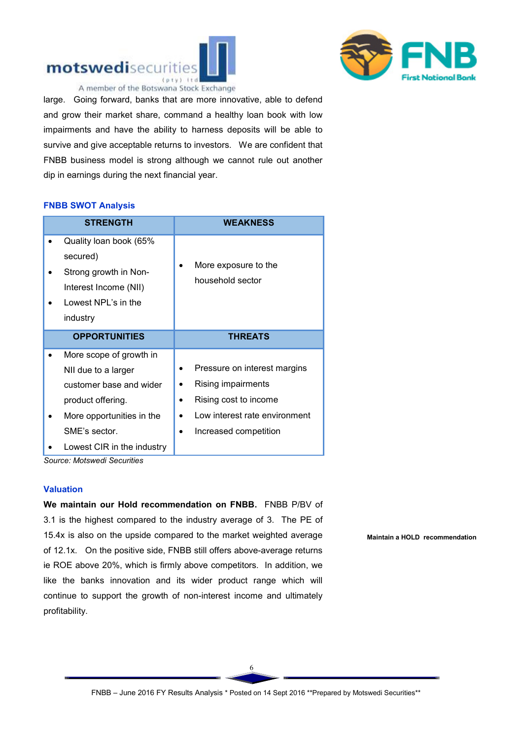large. Going forward, banks that are more innovative, able to defend and grow their market share, command a healthy loan book with low impairments and have the ability to harness deposits will be able to survive and give acceptable returns to investors. We are confident that FNBB business model is strong although we cannot rule out another dip in earnings during the next financial year.

### FNBB SWOT Analysis

| STRENGTH | WEAKNESS |
|---|---|
| • Quality loan book (65% secured)<br>• Strong growth in Non-Interest Income (NII)<br>• Lowest NPL's in the industry | • More exposure to the household sector |
| **OPPORTUNITIES** | **THREATS** |
| • More scope of growth in NII due to a larger customer base and wider product offering.<br>• More opportunities in the SME's sector.<br>• Lowest CIR in the industry | • Pressure on interest margins<br>• Rising impairments<br>• Rising cost to income<br>• Low interest rate environment<br>• Increased competition |

*Source: Motswedi Securities*

### Valuation

**We maintain our Hold recommendation on FNBB.** FNBB P/BV of 3.1 is the highest compared to the industry average of 3. The PE of 15.4x is also on the upside compared to the market weighted average of 12.1x. On the positive side, FNBB still offers above-average returns ie ROE above 20%, which is firmly above competitors. In addition, we like the banks innovation and its wider product range which will continue to support the growth of non-interest income and ultimately profitability.

**Maintain a HOLD recommendation**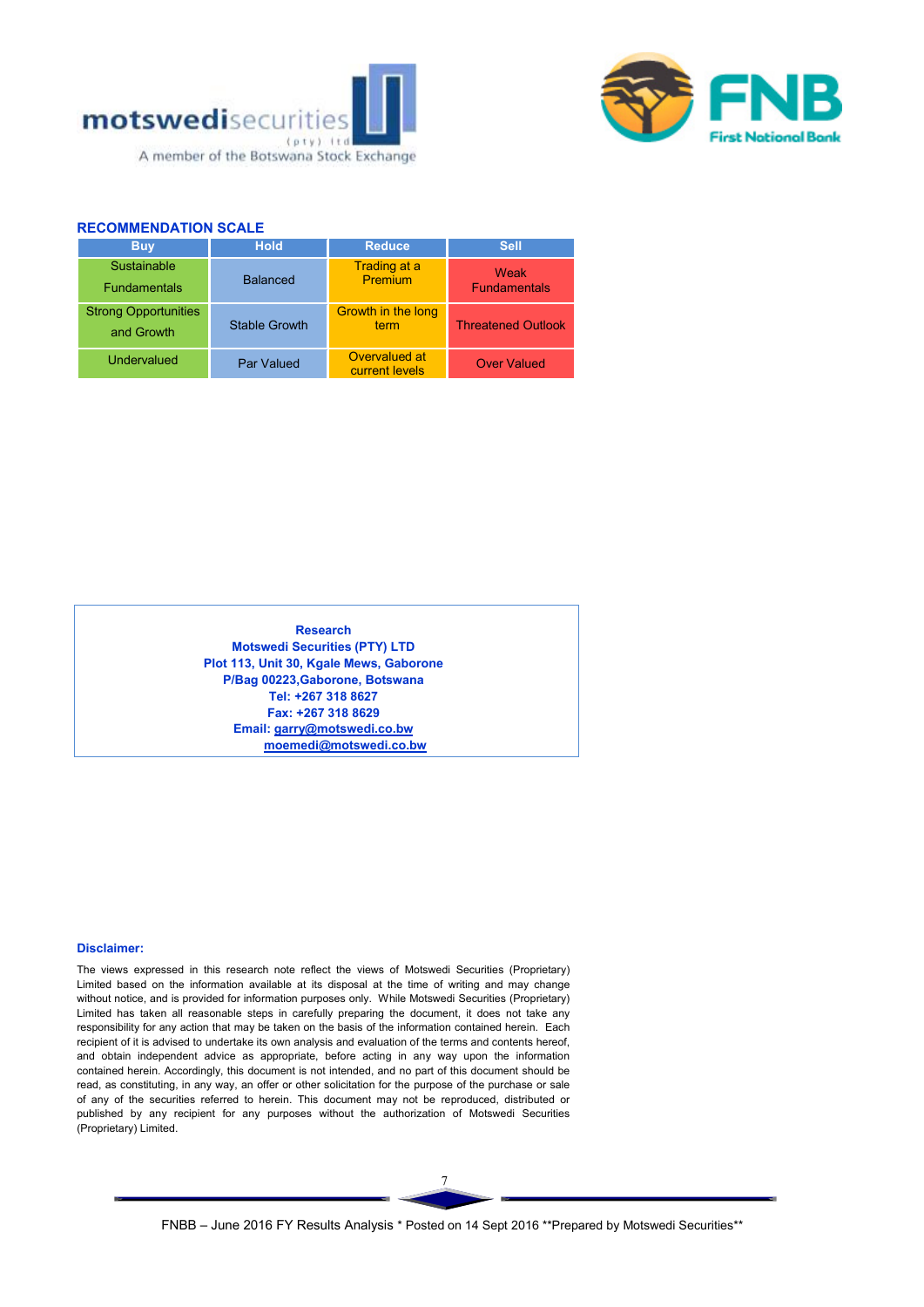## RECOMMENDATION SCALE

| Buy | Hold | Reduce | Sell |
|---|---|---|---|
| Sustainable Fundamentals | Balanced | Trading at a Premium | Weak Fundamentals |
| Strong Opportunities and Growth | Stable Growth | Growth in the long term | Threatened Outlook |
| Undervalued | Par Valued | Overvalued at current levels | Over Valued |

**Research**
**Motswedi Securities (PTY) LTD**
**Plot 113, Unit 30, Kgale Mews, Gaborone**
**P/Bag 00223,Gaborone, Botswana**
**Tel: +267 318 8627**
**Fax: +267 318 8629**
**Email: garry@motswedi.co.bw**
**moemedi@motswedi.co.bw**

**Disclaimer:**

The views expressed in this research note reflect the views of Motswedi Securities (Proprietary) Limited based on the information available at its disposal at the time of writing and may change without notice, and is provided for information purposes only. While Motswedi Securities (Proprietary) Limited has taken all reasonable steps in carefully preparing the document, it does not take any responsibility for any action that may be taken on the basis of the information contained herein. Each recipient of it is advised to undertake its own analysis and evaluation of the terms and contents hereof, and obtain independent advice as appropriate, before acting in any way upon the information contained herein. Accordingly, this document is not intended, and no part of this document should be read, as constituting, in any way, an offer or other solicitation for the purpose of the purchase or sale of any of the securities referred to herein. This document may not be reproduced, distributed or published by any recipient for any purposes without the authorization of Motswedi Securities (Proprietary) Limited.